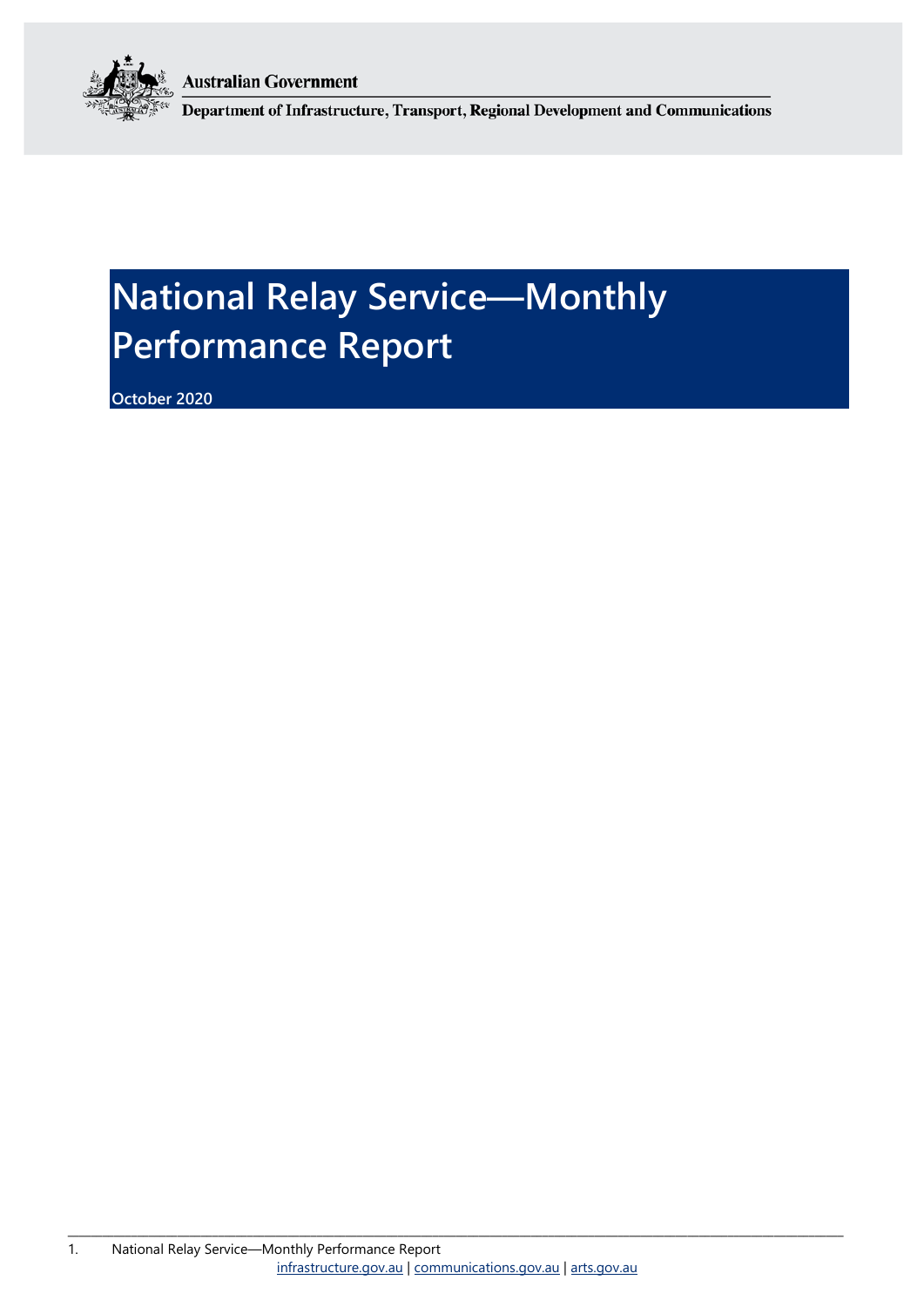Australian Government

Department of Infrastructure, Transport, Regional Development and Communications

# National Relay Service—Monthly Performance Report

October 2020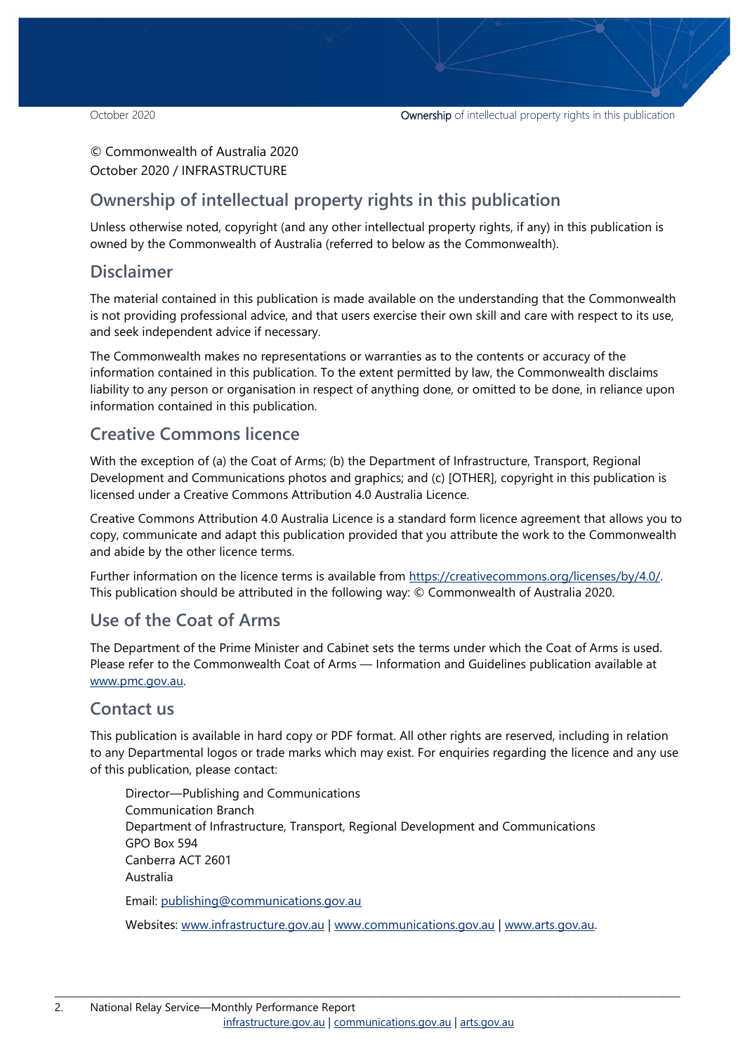© Commonwealth of Australia 2020
October 2020 / INFRASTRUCTURE

## Ownership of intellectual property rights in this publication

Unless otherwise noted, copyright (and any other intellectual property rights, if any) in this publication is owned by the Commonwealth of Australia (referred to below as the Commonwealth).

## Disclaimer

The material contained in this publication is made available on the understanding that the Commonwealth is not providing professional advice, and that users exercise their own skill and care with respect to its use, and seek independent advice if necessary.

The Commonwealth makes no representations or warranties as to the contents or accuracy of the information contained in this publication. To the extent permitted by law, the Commonwealth disclaims liability to any person or organisation in respect of anything done, or omitted to be done, in reliance upon information contained in this publication.

## Creative Commons licence

With the exception of (a) the Coat of Arms; (b) the Department of Infrastructure, Transport, Regional Development and Communications photos and graphics; and (c) [OTHER], copyright in this publication is licensed under a Creative Commons Attribution 4.0 Australia Licence.

Creative Commons Attribution 4.0 Australia Licence is a standard form licence agreement that allows you to copy, communicate and adapt this publication provided that you attribute the work to the Commonwealth and abide by the other licence terms.

Further information on the licence terms is available from https://creativecommons.org/licenses/by/4.0/. This publication should be attributed in the following way: © Commonwealth of Australia 2020.

## Use of the Coat of Arms

The Department of the Prime Minister and Cabinet sets the terms under which the Coat of Arms is used. Please refer to the Commonwealth Coat of Arms — Information and Guidelines publication available at www.pmc.gov.au.

## Contact us

This publication is available in hard copy or PDF format. All other rights are reserved, including in relation to any Departmental logos or trade marks which may exist. For enquiries regarding the licence and any use of this publication, please contact:

Director—Publishing and Communications
Communication Branch
Department of Infrastructure, Transport, Regional Development and Communications
GPO Box 594
Canberra ACT 2601
Australia

Email: publishing@communications.gov.au

Websites: www.infrastructure.gov.au | www.communications.gov.au | www.arts.gov.au.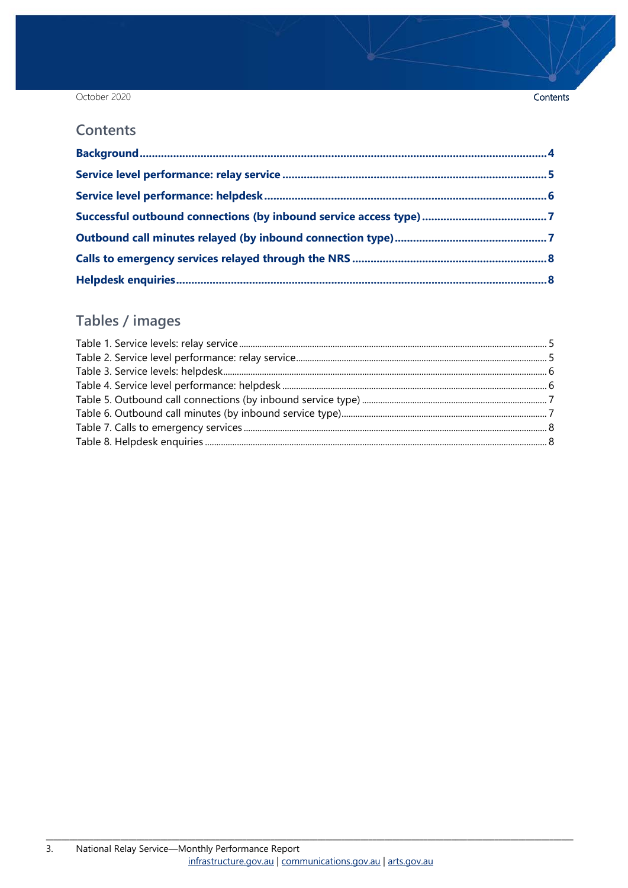## Contents

**Background** ........ **4**

**Service level performance: relay service** ........ **5**

**Service level performance: helpdesk** ........ **6**

**Successful outbound connections (by inbound service access type)** ........ **7**

**Outbound call minutes relayed (by inbound connection type)** ........ **7**

**Calls to emergency services relayed through the NRS** ........ **8**

**Helpdesk enquiries** ........ **8**

## Tables / images

Table 1. Service levels: relay service ........ 5
Table 2. Service level performance: relay service ........ 5
Table 3. Service levels: helpdesk ........ 6
Table 4. Service level performance: helpdesk ........ 6
Table 5. Outbound call connections (by inbound service type) ........ 7
Table 6. Outbound call minutes (by inbound service type) ........ 7
Table 7. Calls to emergency services ........ 8
Table 8. Helpdesk enquiries ........ 8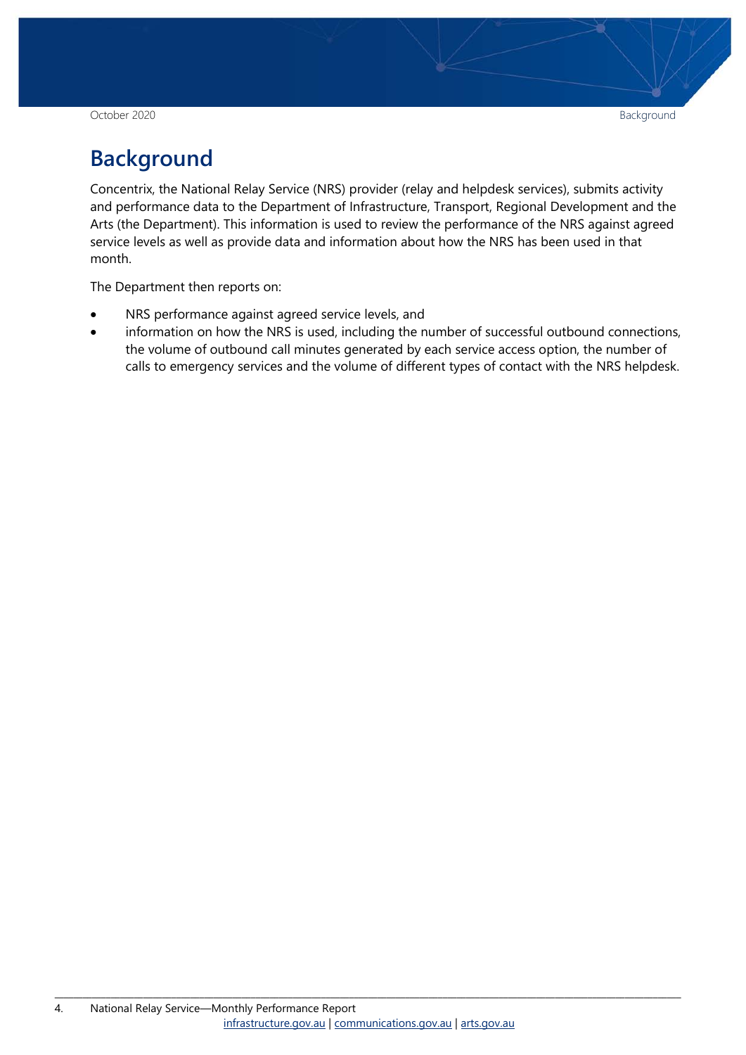# Background

Concentrix, the National Relay Service (NRS) provider (relay and helpdesk services), submits activity and performance data to the Department of Infrastructure, Transport, Regional Development and the Arts (the Department). This information is used to review the performance of the NRS against agreed service levels as well as provide data and information about how the NRS has been used in that month.

The Department then reports on:

- NRS performance against agreed service levels, and
- information on how the NRS is used, including the number of successful outbound connections, the volume of outbound call minutes generated by each service access option, the number of calls to emergency services and the volume of different types of contact with the NRS helpdesk.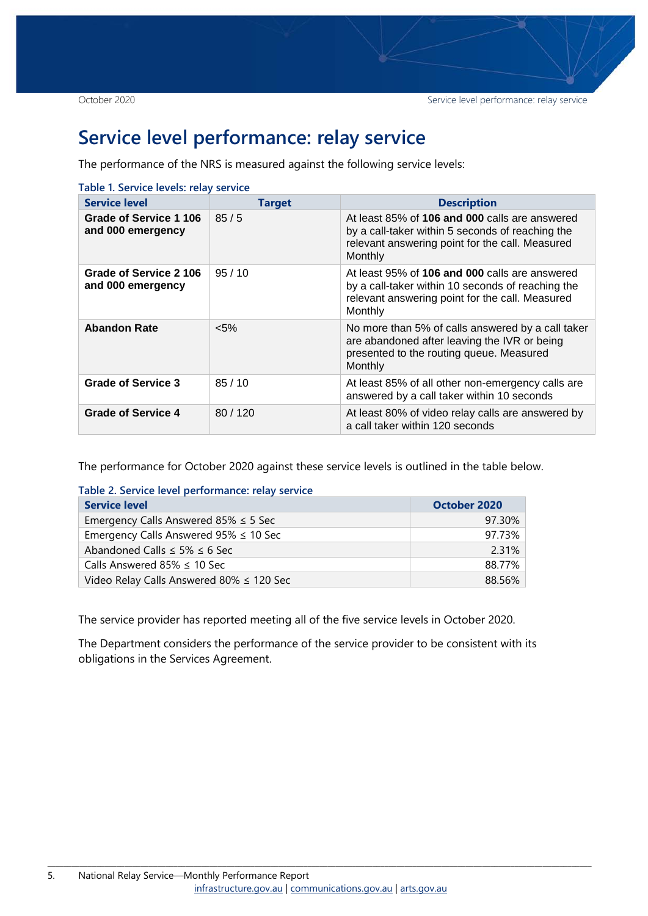# Service level performance: relay service

The performance of the NRS is measured against the following service levels:

Table 1. Service levels: relay service

| Service level | Target | Description |
|---|---|---|
| **Grade of Service 1 106 and 000 emergency** | 85 / 5 | At least 85% of **106 and 000** calls are answered by a call-taker within 5 seconds of reaching the relevant answering point for the call. Measured Monthly |
| **Grade of Service 2 106 and 000 emergency** | 95 / 10 | At least 95% of **106 and 000** calls are answered by a call-taker within 10 seconds of reaching the relevant answering point for the call. Measured Monthly |
| **Abandon Rate** | <5% | No more than 5% of calls answered by a call taker are abandoned after leaving the IVR or being presented to the routing queue. Measured Monthly |
| **Grade of Service 3** | 85 / 10 | At least 85% of all other non-emergency calls are answered by a call taker within 10 seconds |
| **Grade of Service 4** | 80 / 120 | At least 80% of video relay calls are answered by a call taker within 120 seconds |

The performance for October 2020 against these service levels is outlined in the table below.

Table 2. Service level performance: relay service

| Service level | October 2020 |
|---|---:|
| Emergency Calls Answered 85% ≤ 5 Sec | 97.30% |
| Emergency Calls Answered 95% ≤ 10 Sec | 97.73% |
| Abandoned Calls ≤ 5% ≤ 6 Sec | 2.31% |
| Calls Answered 85% ≤ 10 Sec | 88.77% |
| Video Relay Calls Answered 80% ≤ 120 Sec | 88.56% |

The service provider has reported meeting all of the five service levels in October 2020.

The Department considers the performance of the service provider to be consistent with its obligations in the Services Agreement.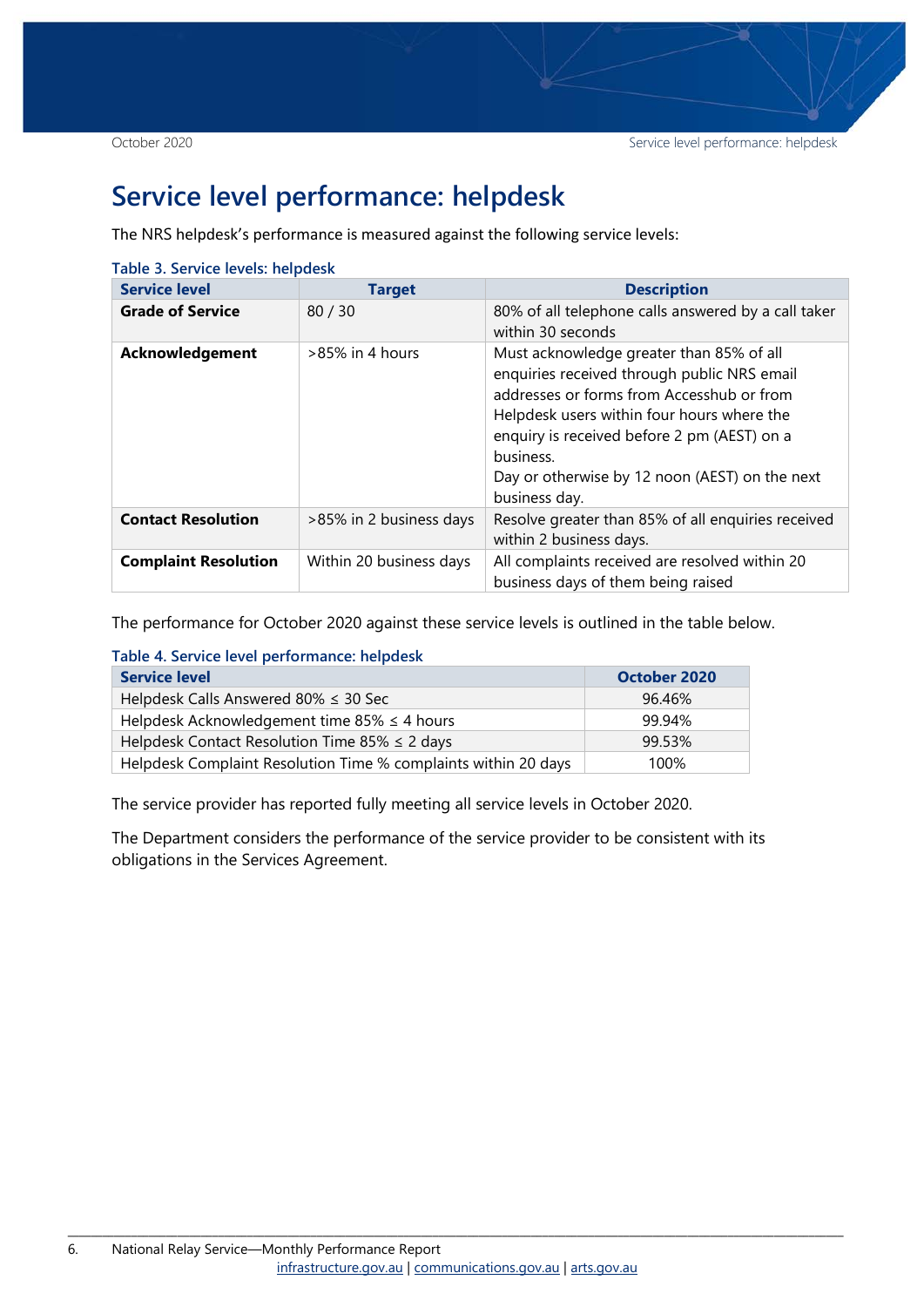# Service level performance: helpdesk

The NRS helpdesk's performance is measured against the following service levels:

**Table 3. Service levels: helpdesk**

| Service level | Target | Description |
| --- | --- | --- |
| **Grade of Service** | 80 / 30 | 80% of all telephone calls answered by a call taker within 30 seconds |
| **Acknowledgement** | >85% in 4 hours | Must acknowledge greater than 85% of all enquiries received through public NRS email addresses or forms from Accesshub or from Helpdesk users within four hours where the enquiry is received before 2 pm (AEST) on a business.<br>Day or otherwise by 12 noon (AEST) on the next business day. |
| **Contact Resolution** | >85% in 2 business days | Resolve greater than 85% of all enquiries received within 2 business days. |
| **Complaint Resolution** | Within 20 business days | All complaints received are resolved within 20 business days of them being raised |

The performance for October 2020 against these service levels is outlined in the table below.

**Table 4. Service level performance: helpdesk**

| Service level | October 2020 |
| --- | --- |
| Helpdesk Calls Answered 80% ≤ 30 Sec | 96.46% |
| Helpdesk Acknowledgement time 85% ≤ 4 hours | 99.94% |
| Helpdesk Contact Resolution Time 85% ≤ 2 days | 99.53% |
| Helpdesk Complaint Resolution Time % complaints within 20 days | 100% |

The service provider has reported fully meeting all service levels in October 2020.

The Department considers the performance of the service provider to be consistent with its obligations in the Services Agreement.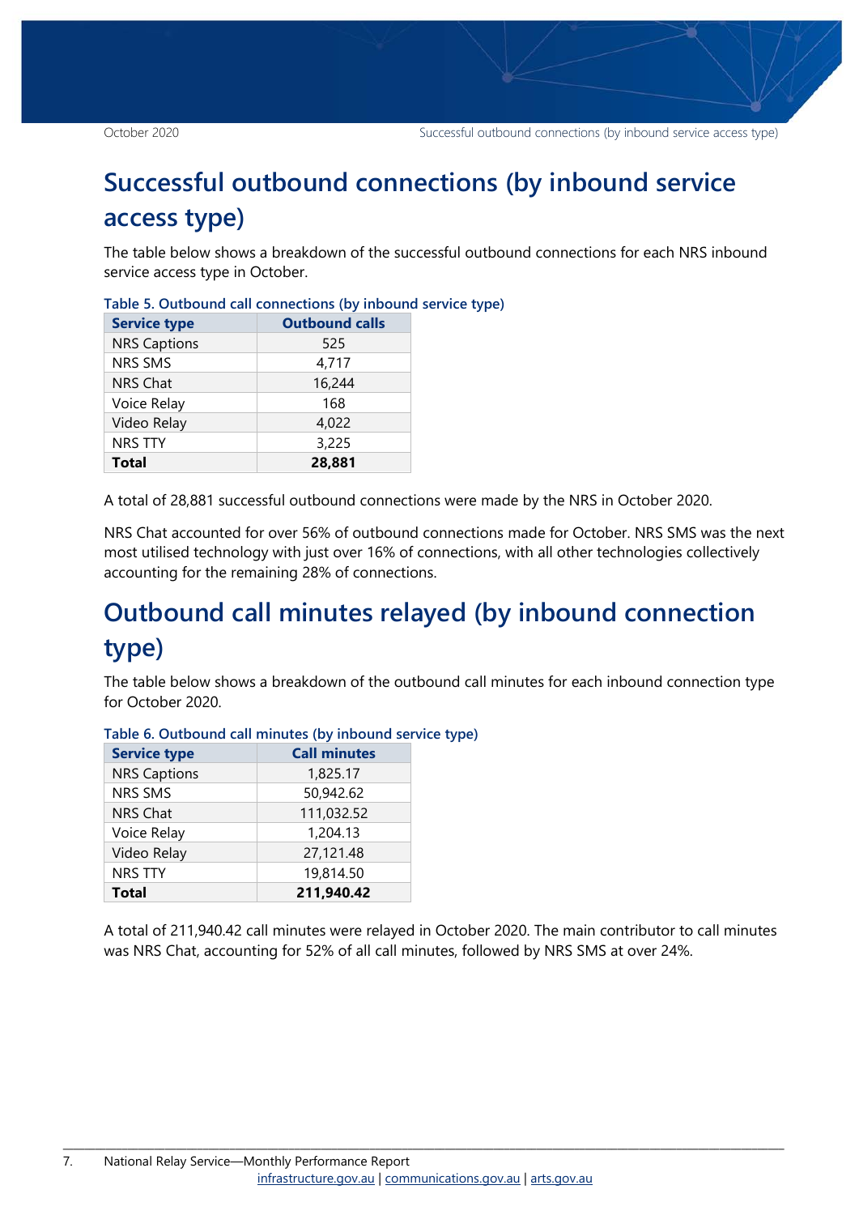## Successful outbound connections (by inbound service access type)

The table below shows a breakdown of the successful outbound connections for each NRS inbound service access type in October.

**Table 5. Outbound call connections (by inbound service type)**

| Service type | Outbound calls |
|---|---|
| NRS Captions | 525 |
| NRS SMS | 4,717 |
| NRS Chat | 16,244 |
| Voice Relay | 168 |
| Video Relay | 4,022 |
| NRS TTY | 3,225 |
| **Total** | **28,881** |

A total of 28,881 successful outbound connections were made by the NRS in October 2020.

NRS Chat accounted for over 56% of outbound connections made for October. NRS SMS was the next most utilised technology with just over 16% of connections, with all other technologies collectively accounting for the remaining 28% of connections.

## Outbound call minutes relayed (by inbound connection type)

The table below shows a breakdown of the outbound call minutes for each inbound connection type for October 2020.

**Table 6. Outbound call minutes (by inbound service type)**

| Service type | Call minutes |
|---|---|
| NRS Captions | 1,825.17 |
| NRS SMS | 50,942.62 |
| NRS Chat | 111,032.52 |
| Voice Relay | 1,204.13 |
| Video Relay | 27,121.48 |
| NRS TTY | 19,814.50 |
| **Total** | **211,940.42** |

A total of 211,940.42 call minutes were relayed in October 2020. The main contributor to call minutes was NRS Chat, accounting for 52% of all call minutes, followed by NRS SMS at over 24%.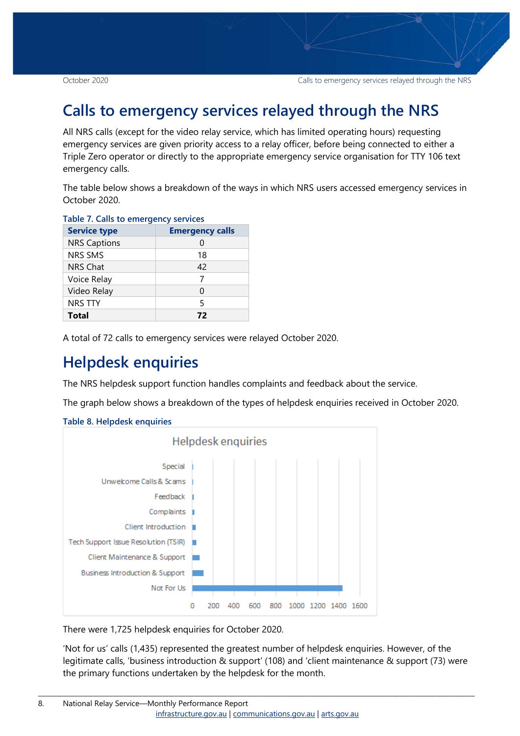# Calls to emergency services relayed through the NRS

All NRS calls (except for the video relay service, which has limited operating hours) requesting emergency services are given priority access to a relay officer, before being connected to either a Triple Zero operator or directly to the appropriate emergency service organisation for TTY 106 text emergency calls.

The table below shows a breakdown of the ways in which NRS users accessed emergency services in October 2020.

Table 7. Calls to emergency services

| Service type | Emergency calls |
|---|---|
| NRS Captions | 0 |
| NRS SMS | 18 |
| NRS Chat | 42 |
| Voice Relay | 7 |
| Video Relay | 0 |
| NRS TTY | 5 |
| **Total** | **72** |

A total of 72 calls to emergency services were relayed October 2020.

# Helpdesk enquiries

The NRS helpdesk support function handles complaints and feedback about the service.

The graph below shows a breakdown of the types of helpdesk enquiries received in October 2020.

Table 8. Helpdesk enquiries

Helpdesk enquiries

Special
Unwelcome Calls & Scams
Feedback
Complaints
Client Introduction
Tech Support Issue Resolution (TSIR)
Client Maintenance & Support
Business Introduction & Support
Not For Us

0 200 400 600 800 1000 1200 1400 1600

There were 1,725 helpdesk enquiries for October 2020.

'Not for us' calls (1,435) represented the greatest number of helpdesk enquiries. However, of the legitimate calls, 'business introduction & support' (108) and 'client maintenance & support (73) were the primary functions undertaken by the helpdesk for the month.